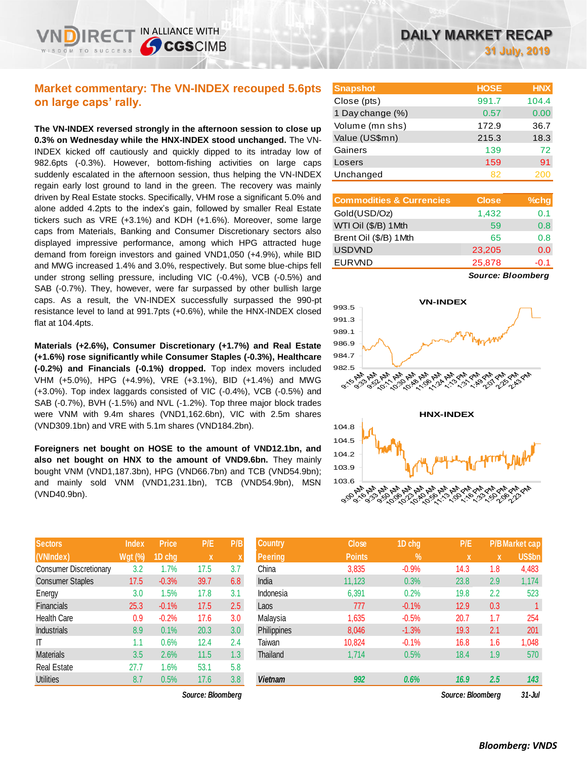# DAILY MARKET RECAP

31 July, 2019

## Market commentary: The VN-INDEX recouped 5.6pts on large caps' rally.

**The VN-INDEX reversed strongly in the afternoon session to close up 0.3% on Wednesday while the HNX-INDEX stood unchanged.** The VN-INDEX kicked off cautiously and quickly dipped to its intraday low of 982.6pts (-0.3%). However, bottom-fishing activities on large caps suddenly escalated in the afternoon session, thus helping the VN-INDEX regain early lost ground to land in the green. The recovery was mainly driven by Real Estate stocks. Specifically, VHM rose a significant 5.0% and alone added 4.2pts to the index's gain, followed by smaller Real Estate tickers such as VRE (+3.1%) and KDH (+1.6%). Moreover, some large caps from Materials, Banking and Consumer Discretionary sectors also displayed impressive performance, among which HPG attracted huge demand from foreign investors and gained VND1,050 (+4.9%), while BID and MWG increased 1.4% and 3.0%, respectively. But some blue-chips fell under strong selling pressure, including VIC (-0.4%), VCB (-0.5%) and SAB (-0.7%). They, however, were far surpassed by other bullish large caps. As a result, the VN-INDEX successfully surpassed the 990-pt resistance level to land at 991.7pts (+0.6%), while the HNX-INDEX closed flat at 104.4pts.

**Materials (+2.6%), Consumer Discretionary (+1.7%) and Real Estate (+1.6%) rose significantly while Consumer Staples (-0.3%), Healthcare (-0.2%) and Financials (-0.1%) dropped.** Top index movers included VHM (+5.0%), HPG (+4.9%), VRE (+3.1%), BID (+1.4%) and MWG (+3.0%). Top index laggards consisted of VIC (-0.4%), VCB (-0.5%) and SAB (-0.7%), BVH (-1.5%) and NVL (-1.2%). Top three major block trades were VNM with 9.4m shares (VND1,162.6bn), VIC with 2.5m shares (VND309.1bn) and VRE with 5.1m shares (VND184.2bn).

**Foreigners net bought on HOSE to the amount of VND12.1bn, and also net bought on HNX to the amount of VND9.6bn.** They mainly bought VNM (VND1,187.3bn), HPG (VND66.7bn) and TCB (VND54.9bn); and mainly sold VNM (VND1,231.1bn), TCB (VND54.9bn), MSN (VND40.9bn).

| Snapshot | HOSE | HNX |
|---|---|---|
| Close (pts) | 991.7 | 104.4 |
| 1 Day change (%) | 0.57 | 0.00 |
| Volume (mn shs) | 172.9 | 36.7 |
| Value (US$mn) | 215.3 | 18.3 |
| Gainers | 139 | 72 |
| Losers | 159 | 91 |
| Unchanged | 82 | 200 |

| Commodities & Currencies | Close | %chg |
|---|---|---|
| Gold(USD/Oz) | 1,432 | 0.1 |
| WTI Oil ($/B) 1Mth | 59 | 0.8 |
| Brent Oil ($/B) 1Mth | 65 | 0.8 |
| USDVND | 23,205 | 0.0 |
| EURVND | 25,878 | -0.1 |

*Source: Bloomberg*

| Sectors (VNIndex) | Index Wgt (%) | Price 1D chg | P/E x | P/B x |
|---|---|---|---|---|
| Consumer Discretionary | 3.2 | 1.7% | 17.5 | 3.7 |
| Consumer Staples | 17.5 | -0.3% | 39.7 | 6.8 |
| Energy | 3.0 | 1.5% | 17.8 | 3.1 |
| Financials | 25.3 | -0.1% | 17.5 | 2.5 |
| Health Care | 0.9 | -0.2% | 17.6 | 3.0 |
| Industrials | 8.9 | 0.1% | 20.3 | 3.0 |
| IT | 1.1 | 0.6% | 12.4 | 2.4 |
| Materials | 3.5 | 2.6% | 11.5 | 1.3 |
| Real Estate | 27.7 | 1.6% | 53.1 | 5.8 |
| Utilities | 8.7 | 0.5% | 17.6 | 3.8 |

*Source: Bloomberg*

| Country Peering | Close Points | 1D chg % | P/E x | P/B x | Market cap US$bn |
|---|---|---|---|---|---|
| China | 3,835 | -0.9% | 14.3 | 1.8 | 4,483 |
| India | 11,123 | 0.3% | 23.8 | 2.9 | 1,174 |
| Indonesia | 6,391 | 0.2% | 19.8 | 2.2 | 523 |
| Laos | 777 | -0.1% | 12.9 | 0.3 | 1 |
| Malaysia | 1,635 | -0.5% | 20.7 | 1.7 | 254 |
| Philippines | 8,046 | -1.3% | 19.3 | 2.1 | 201 |
| Taiwan | 10,824 | -0.1% | 16.8 | 1.6 | 1,048 |
| Thailand | 1,714 | 0.5% | 18.4 | 1.9 | 570 |
| ***Vietnam*** | ***992*** | ***0.6%*** | ***16.9*** | ***2.5*** | ***143*** |

*Source: Bloomberg* *31-Jul*

*Bloomberg: VNDS*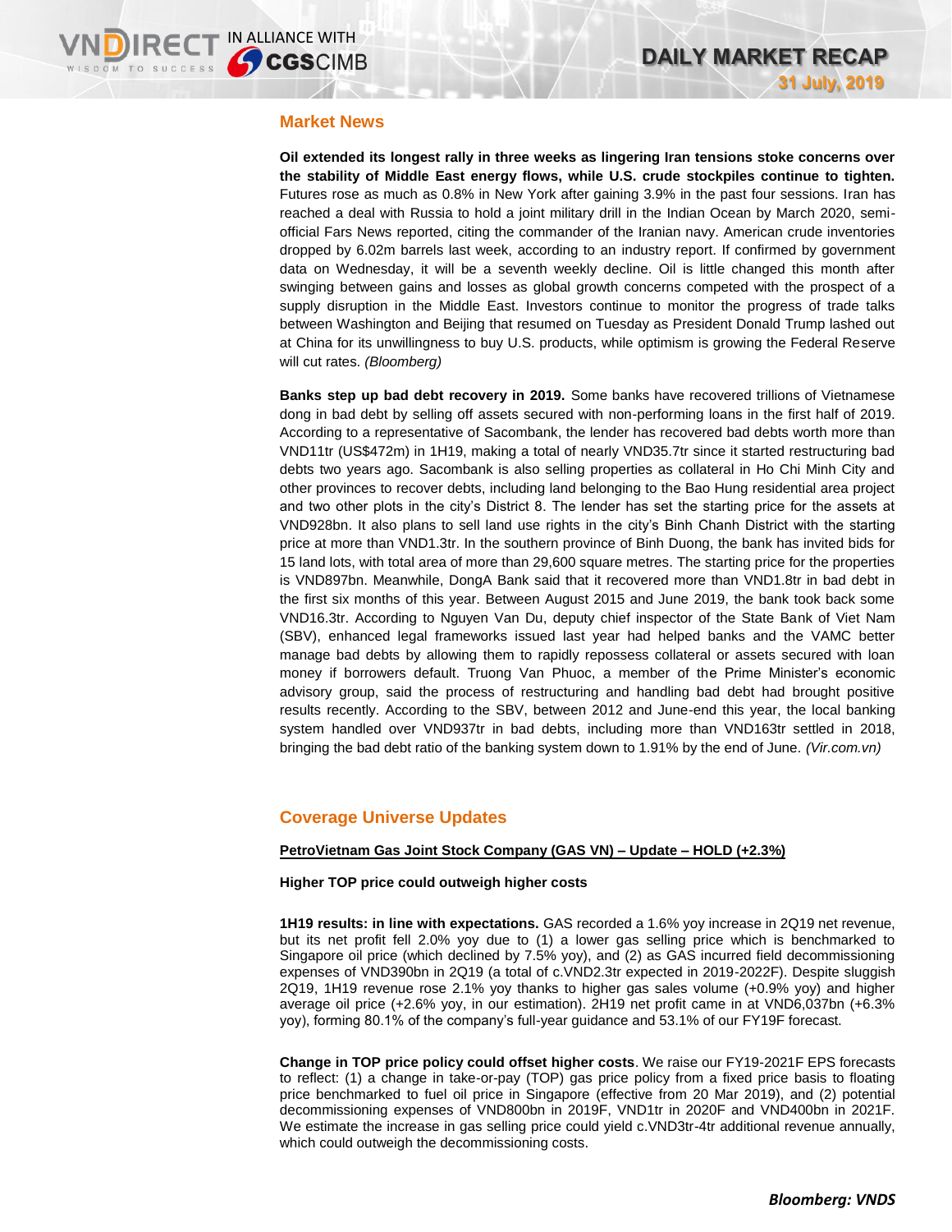## Market News

**Oil extended its longest rally in three weeks as lingering Iran tensions stoke concerns over the stability of Middle East energy flows, while U.S. crude stockpiles continue to tighten.** Futures rose as much as 0.8% in New York after gaining 3.9% in the past four sessions. Iran has reached a deal with Russia to hold a joint military drill in the Indian Ocean by March 2020, semi-official Fars News reported, citing the commander of the Iranian navy. American crude inventories dropped by 6.02m barrels last week, according to an industry report. If confirmed by government data on Wednesday, it will be a seventh weekly decline. Oil is little changed this month after swinging between gains and losses as global growth concerns competed with the prospect of a supply disruption in the Middle East. Investors continue to monitor the progress of trade talks between Washington and Beijing that resumed on Tuesday as President Donald Trump lashed out at China for its unwillingness to buy U.S. products, while optimism is growing the Federal Reserve will cut rates. *(Bloomberg)*

**Banks step up bad debt recovery in 2019.** Some banks have recovered trillions of Vietnamese dong in bad debt by selling off assets secured with non-performing loans in the first half of 2019. According to a representative of Sacombank, the lender has recovered bad debts worth more than VND11tr (US$472m) in 1H19, making a total of nearly VND35.7tr since it started restructuring bad debts two years ago. Sacombank is also selling properties as collateral in Ho Chi Minh City and other provinces to recover debts, including land belonging to the Bao Hung residential area project and two other plots in the city's District 8. The lender has set the starting price for the assets at VND928bn. It also plans to sell land use rights in the city's Binh Chanh District with the starting price at more than VND1.3tr. In the southern province of Binh Duong, the bank has invited bids for 15 land lots, with total area of more than 29,600 square metres. The starting price for the properties is VND897bn. Meanwhile, DongA Bank said that it recovered more than VND1.8tr in bad debt in the first six months of this year. Between August 2015 and June 2019, the bank took back some VND16.3tr. According to Nguyen Van Du, deputy chief inspector of the State Bank of Viet Nam (SBV), enhanced legal frameworks issued last year had helped banks and the VAMC better manage bad debts by allowing them to rapidly repossess collateral or assets secured with loan money if borrowers default. Truong Van Phuoc, a member of the Prime Minister's economic advisory group, said the process of restructuring and handling bad debt had brought positive results recently. According to the SBV, between 2012 and June-end this year, the local banking system handled over VND937tr in bad debts, including more than VND163tr settled in 2018, bringing the bad debt ratio of the banking system down to 1.91% by the end of June. *(Vir.com.vn)*

## Coverage Universe Updates

**PetroVietnam Gas Joint Stock Company (GAS VN) – Update – HOLD (+2.3%)**

**Higher TOP price could outweigh higher costs**

**1H19 results: in line with expectations.** GAS recorded a 1.6% yoy increase in 2Q19 net revenue, but its net profit fell 2.0% yoy due to (1) a lower gas selling price which is benchmarked to Singapore oil price (which declined by 7.5% yoy), and (2) as GAS incurred field decommissioning expenses of VND390bn in 2Q19 (a total of c.VND2.3tr expected in 2019-2022F). Despite sluggish 2Q19, 1H19 revenue rose 2.1% yoy thanks to higher gas sales volume (+0.9% yoy) and higher average oil price (+2.6% yoy, in our estimation). 2H19 net profit came in at VND6,037bn (+6.3% yoy), forming 80.1% of the company's full-year guidance and 53.1% of our FY19F forecast.

**Change in TOP price policy could offset higher costs**. We raise our FY19-2021F EPS forecasts to reflect: (1) a change in take-or-pay (TOP) gas price policy from a fixed price basis to floating price benchmarked to fuel oil price in Singapore (effective from 20 Mar 2019), and (2) potential decommissioning expenses of VND800bn in 2019F, VND1tr in 2020F and VND400bn in 2021F. We estimate the increase in gas selling price could yield c.VND3tr-4tr additional revenue annually, which could outweigh the decommissioning costs.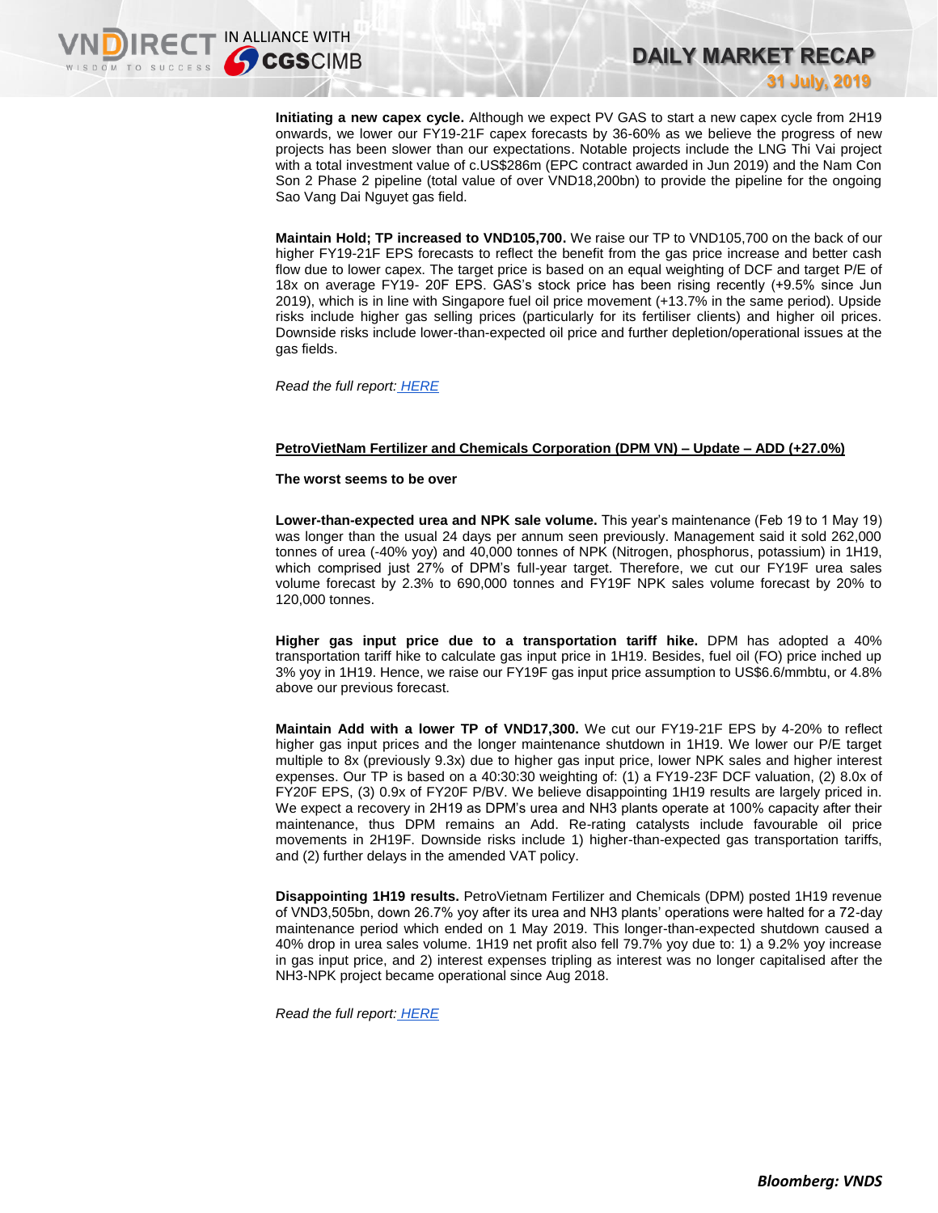**Initiating a new capex cycle.** Although we expect PV GAS to start a new capex cycle from 2H19 onwards, we lower our FY19-21F capex forecasts by 36-60% as we believe the progress of new projects has been slower than our expectations. Notable projects include the LNG Thi Vai project with a total investment value of c.US$286m (EPC contract awarded in Jun 2019) and the Nam Con Son 2 Phase 2 pipeline (total value of over VND18,200bn) to provide the pipeline for the ongoing Sao Vang Dai Nguyet gas field.

**Maintain Hold; TP increased to VND105,700.** We raise our TP to VND105,700 on the back of our higher FY19-21F EPS forecasts to reflect the benefit from the gas price increase and better cash flow due to lower capex. The target price is based on an equal weighting of DCF and target P/E of 18x on average FY19- 20F EPS. GAS's stock price has been rising recently (+9.5% since Jun 2019), which is in line with Singapore fuel oil price movement (+13.7% in the same period). Upside risks include higher gas selling prices (particularly for its fertiliser clients) and higher oil prices. Downside risks include lower-than-expected oil price and further depletion/operational issues at the gas fields.

*Read the full report: HERE*

**PetroVietNam Fertilizer and Chemicals Corporation (DPM VN) – Update – ADD (+27.0%)**

**The worst seems to be over**

**Lower-than-expected urea and NPK sale volume.** This year's maintenance (Feb 19 to 1 May 19) was longer than the usual 24 days per annum seen previously. Management said it sold 262,000 tonnes of urea (-40% yoy) and 40,000 tonnes of NPK (Nitrogen, phosphorus, potassium) in 1H19, which comprised just 27% of DPM's full-year target. Therefore, we cut our FY19F urea sales volume forecast by 2.3% to 690,000 tonnes and FY19F NPK sales volume forecast by 20% to 120,000 tonnes.

**Higher gas input price due to a transportation tariff hike.** DPM has adopted a 40% transportation tariff hike to calculate gas input price in 1H19. Besides, fuel oil (FO) price inched up 3% yoy in 1H19. Hence, we raise our FY19F gas input price assumption to US$6.6/mmbtu, or 4.8% above our previous forecast.

**Maintain Add with a lower TP of VND17,300.** We cut our FY19-21F EPS by 4-20% to reflect higher gas input prices and the longer maintenance shutdown in 1H19. We lower our P/E target multiple to 8x (previously 9.3x) due to higher gas input price, lower NPK sales and higher interest expenses. Our TP is based on a 40:30:30 weighting of: (1) a FY19-23F DCF valuation, (2) 8.0x of FY20F EPS, (3) 0.9x of FY20F P/BV. We believe disappointing 1H19 results are largely priced in. We expect a recovery in 2H19 as DPM's urea and NH3 plants operate at 100% capacity after their maintenance, thus DPM remains an Add. Re-rating catalysts include favourable oil price movements in 2H19F. Downside risks include 1) higher-than-expected gas transportation tariffs, and (2) further delays in the amended VAT policy.

**Disappointing 1H19 results.** PetroVietnam Fertilizer and Chemicals (DPM) posted 1H19 revenue of VND3,505bn, down 26.7% yoy after its urea and NH3 plants' operations were halted for a 72-day maintenance period which ended on 1 May 2019. This longer-than-expected shutdown caused a 40% drop in urea sales volume. 1H19 net profit also fell 79.7% yoy due to: 1) a 9.2% yoy increase in gas input price, and 2) interest expenses tripling as interest was no longer capitalised after the NH3-NPK project became operational since Aug 2018.

*Read the full report: HERE*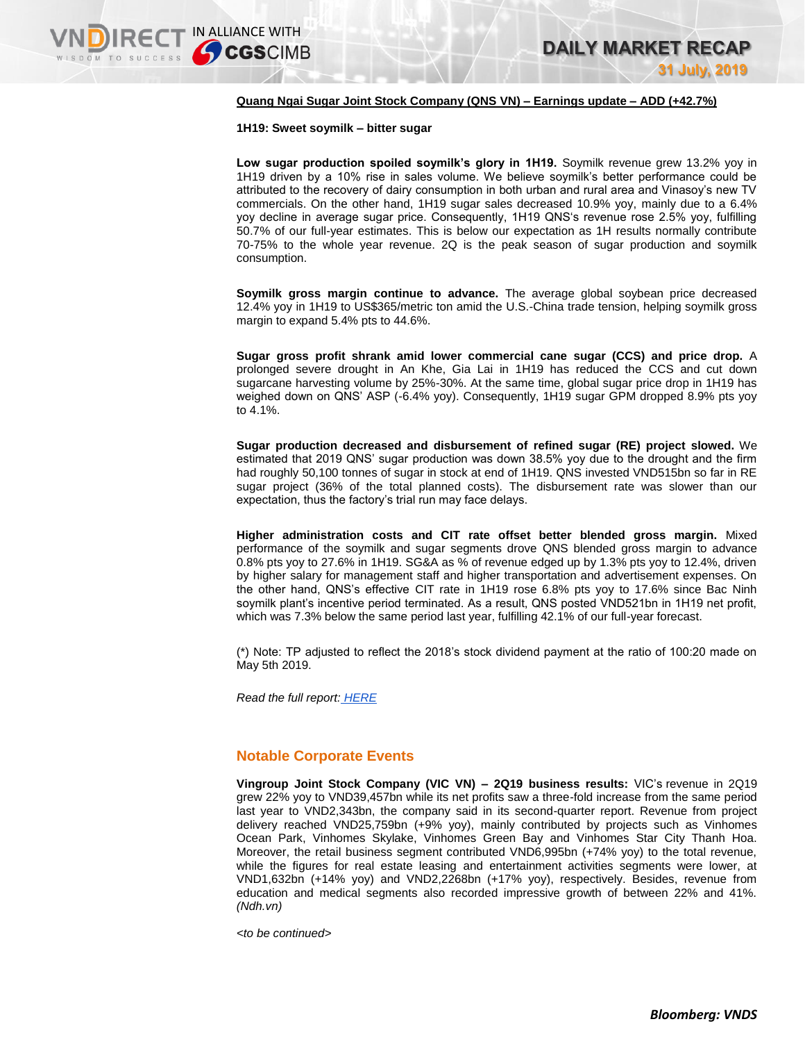**Quang Ngai Sugar Joint Stock Company (QNS VN) – Earnings update – ADD (+42.7%)**

**1H19: Sweet soymilk – bitter sugar**

**Low sugar production spoiled soymilk's glory in 1H19.** Soymilk revenue grew 13.2% yoy in 1H19 driven by a 10% rise in sales volume. We believe soymilk's better performance could be attributed to the recovery of dairy consumption in both urban and rural area and Vinasoy's new TV commercials. On the other hand, 1H19 sugar sales decreased 10.9% yoy, mainly due to a 6.4% yoy decline in average sugar price. Consequently, 1H19 QNS's revenue rose 2.5% yoy, fulfilling 50.7% of our full-year estimates. This is below our expectation as 1H results normally contribute 70-75% to the whole year revenue. 2Q is the peak season of sugar production and soymilk consumption.

**Soymilk gross margin continue to advance.** The average global soybean price decreased 12.4% yoy in 1H19 to US$365/metric ton amid the U.S.-China trade tension, helping soymilk gross margin to expand 5.4% pts to 44.6%.

**Sugar gross profit shrank amid lower commercial cane sugar (CCS) and price drop.** A prolonged severe drought in An Khe, Gia Lai in 1H19 has reduced the CCS and cut down sugarcane harvesting volume by 25%-30%. At the same time, global sugar price drop in 1H19 has weighed down on QNS' ASP (-6.4% yoy). Consequently, 1H19 sugar GPM dropped 8.9% pts yoy to 4.1%.

**Sugar production decreased and disbursement of refined sugar (RE) project slowed.** We estimated that 2019 QNS' sugar production was down 38.5% yoy due to the drought and the firm had roughly 50,100 tonnes of sugar in stock at end of 1H19. QNS invested VND515bn so far in RE sugar project (36% of the total planned costs). The disbursement rate was slower than our expectation, thus the factory's trial run may face delays.

**Higher administration costs and CIT rate offset better blended gross margin.** Mixed performance of the soymilk and sugar segments drove QNS blended gross margin to advance 0.8% pts yoy to 27.6% in 1H19. SG&A as % of revenue edged up by 1.3% pts yoy to 12.4%, driven by higher salary for management staff and higher transportation and advertisement expenses. On the other hand, QNS's effective CIT rate in 1H19 rose 6.8% pts yoy to 17.6% since Bac Ninh soymilk plant's incentive period terminated. As a result, QNS posted VND521bn in 1H19 net profit, which was 7.3% below the same period last year, fulfilling 42.1% of our full-year forecast.

(*) Note: TP adjusted to reflect the 2018's stock dividend payment at the ratio of 100:20 made on May 5th 2019.

*Read the full report: HERE*

## Notable Corporate Events

**Vingroup Joint Stock Company (VIC VN) – 2Q19 business results:** VIC's revenue in 2Q19 grew 22% yoy to VND39,457bn while its net profits saw a three-fold increase from the same period last year to VND2,343bn, the company said in its second-quarter report. Revenue from project delivery reached VND25,759bn (+9% yoy), mainly contributed by projects such as Vinhomes Ocean Park, Vinhomes Skylake, Vinhomes Green Bay and Vinhomes Star City Thanh Hoa. Moreover, the retail business segment contributed VND6,995bn (+74% yoy) to the total revenue, while the figures for real estate leasing and entertainment activities segments were lower, at VND1,632bn (+14% yoy) and VND2,2268bn (+17% yoy), respectively. Besides, revenue from education and medical segments also recorded impressive growth of between 22% and 41%. *(Ndh.vn)*

*<to be continued>*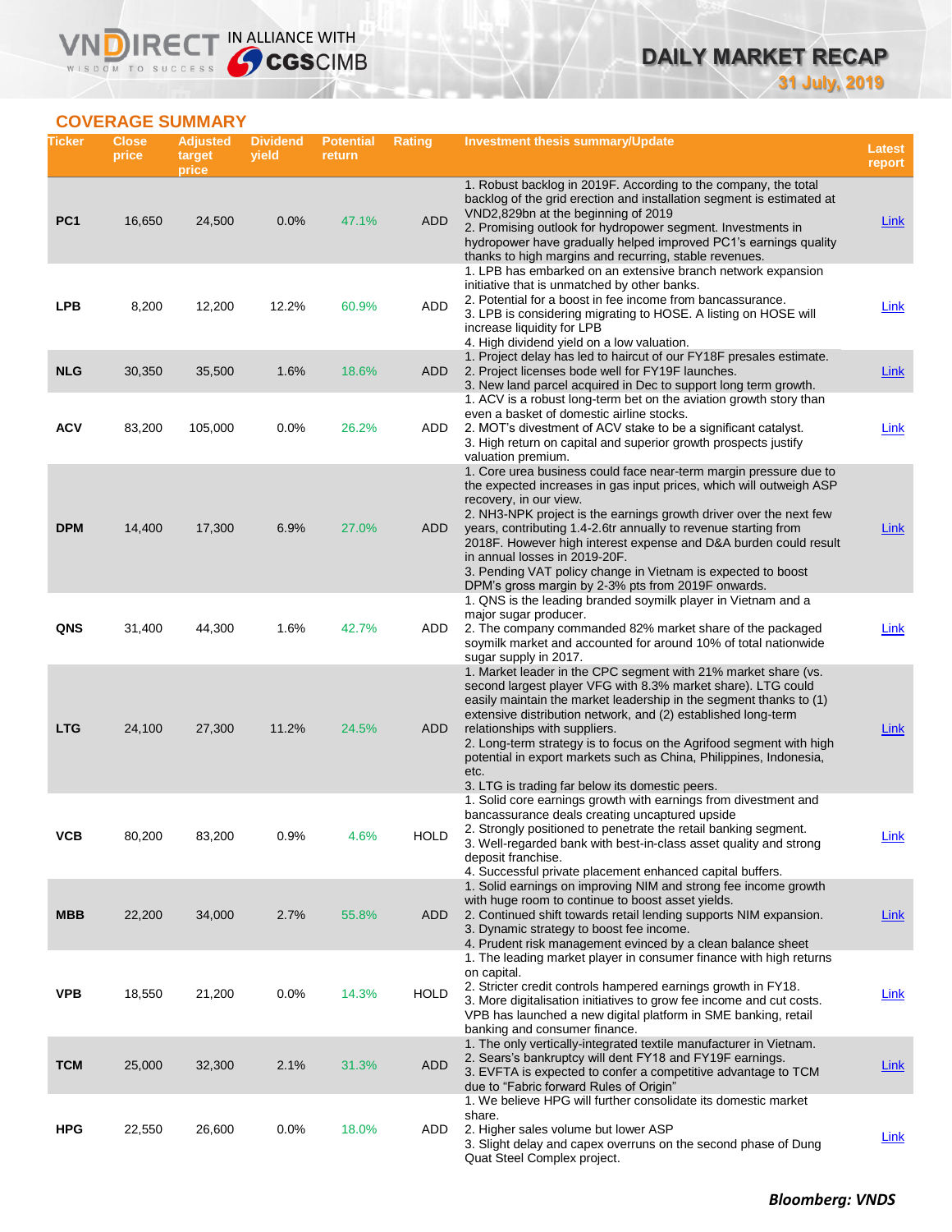## COVERAGE SUMMARY

| Ticker | Close price | Adjusted target price | Dividend yield | Potential return | Rating | Investment thesis summary/Update | Latest report |
|---|---|---|---|---|---|---|---|
| PC1 | 16,650 | 24,500 | 0.0% | 47.1% | ADD | 1. Robust backlog in 2019F. According to the company, the total backlog of the grid erection and installation segment is estimated at VND2,829bn at the beginning of 2019<br>2. Promising outlook for hydropower segment. Investments in hydropower have gradually helped improved PC1's earnings quality thanks to high margins and recurring, stable revenues. | Link |
| LPB | 8,200 | 12,200 | 12.2% | 60.9% | ADD | 1. LPB has embarked on an extensive branch network expansion initiative that is unmatched by other banks.<br>2. Potential for a boost in fee income from bancassurance.<br>3. LPB is considering migrating to HOSE. A listing on HOSE will increase liquidity for LPB<br>4. High dividend yield on a low valuation. | Link |
| NLG | 30,350 | 35,500 | 1.6% | 18.6% | ADD | 1. Project delay has led to haircut of our FY18F presales estimate.<br>2. Project licenses bode well for FY19F launches.<br>3. New land parcel acquired in Dec to support long term growth. | Link |
| ACV | 83,200 | 105,000 | 0.0% | 26.2% | ADD | 1. ACV is a robust long-term bet on the aviation growth story than even a basket of domestic airline stocks.<br>2. MOT's divestment of ACV stake to be a significant catalyst.<br>3. High return on capital and superior growth prospects justify valuation premium. | Link |
| DPM | 14,400 | 17,300 | 6.9% | 27.0% | ADD | 1. Core urea business could face near-term margin pressure due to the expected increases in gas input prices, which will outweigh ASP recovery, in our view.<br>2. NH3-NPK project is the earnings growth driver over the next few years, contributing 1.4-2.6tr annually to revenue starting from 2018F. However high interest expense and D&A burden could result in annual losses in 2019-20F.<br>3. Pending VAT policy change in Vietnam is expected to boost DPM's gross margin by 2-3% pts from 2019F onwards. | Link |
| QNS | 31,400 | 44,300 | 1.6% | 42.7% | ADD | 1. QNS is the leading branded soymilk player in Vietnam and a major sugar producer.<br>2. The company commanded 82% market share of the packaged soymilk market and accounted for around 10% of total nationwide sugar supply in 2017. | Link |
| LTG | 24,100 | 27,300 | 11.2% | 24.5% | ADD | 1. Market leader in the CPC segment with 21% market share (vs. second largest player VFG with 8.3% market share). LTG could easily maintain the market leadership in the segment thanks to (1) extensive distribution network, and (2) established long-term relationships with suppliers.<br>2. Long-term strategy is to focus on the Agrifood segment with high potential in export markets such as China, Philippines, Indonesia, etc.<br>3. LTG is trading far below its domestic peers. | Link |
| VCB | 80,200 | 83,200 | 0.9% | 4.6% | HOLD | 1. Solid core earnings growth with earnings from divestment and bancassurance deals creating uncaptured upside<br>2. Strongly positioned to penetrate the retail banking segment.<br>3. Well-regarded bank with best-in-class asset quality and strong deposit franchise.<br>4. Successful private placement enhanced capital buffers. | Link |
| MBB | 22,200 | 34,000 | 2.7% | 55.8% | ADD | 1. Solid earnings on improving NIM and strong fee income growth with huge room to continue to boost asset yields.<br>2. Continued shift towards retail lending supports NIM expansion.<br>3. Dynamic strategy to boost fee income.<br>4. Prudent risk management evinced by a clean balance sheet | Link |
| VPB | 18,550 | 21,200 | 0.0% | 14.3% | HOLD | 1. The leading market player in consumer finance with high returns on capital.<br>2. Stricter credit controls hampered earnings growth in FY18.<br>3. More digitalisation initiatives to grow fee income and cut costs. VPB has launched a new digital platform in SME banking, retail banking and consumer finance. | Link |
| TCM | 25,000 | 32,300 | 2.1% | 31.3% | ADD | 1. The only vertically-integrated textile manufacturer in Vietnam.<br>2. Sears's bankruptcy will dent FY18 and FY19F earnings.<br>3. EVFTA is expected to confer a competitive advantage to TCM due to "Fabric forward Rules of Origin" | Link |
| HPG | 22,550 | 26,600 | 0.0% | 18.0% | ADD | 1. We believe HPG will further consolidate its domestic market share.<br>2. Higher sales volume but lower ASP<br>3. Slight delay and capex overruns on the second phase of Dung Quat Steel Complex project. | Link |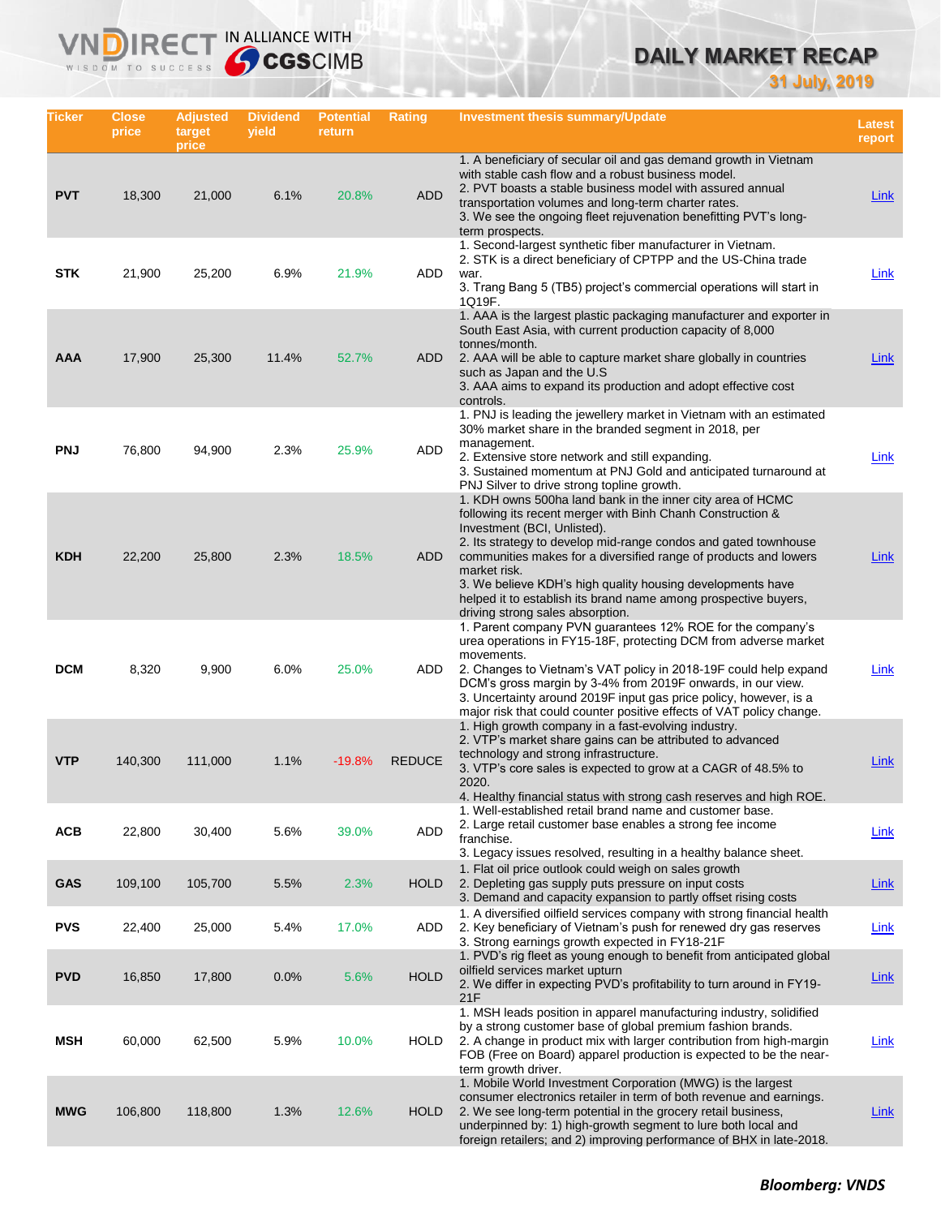# DAILY MARKET RECAP

**31 July, 2019**

| Ticker | Close price | Adjusted target price | Dividend yield | Potential return | Rating | Investment thesis summary/Update | Latest report |
|---|---|---|---|---|---|---|---|
| PVT | 18,300 | 21,000 | 6.1% | 20.8% | ADD | 1. A beneficiary of secular oil and gas demand growth in Vietnam with stable cash flow and a robust business model.<br>2. PVT boasts a stable business model with assured annual transportation volumes and long-term charter rates.<br>3. We see the ongoing fleet rejuvenation benefitting PVT's long-term prospects. | Link |
| STK | 21,900 | 25,200 | 6.9% | 21.9% | ADD | 1. Second-largest synthetic fiber manufacturer in Vietnam.<br>2. STK is a direct beneficiary of CPTPP and the US-China trade war.<br>3. Trang Bang 5 (TB5) project's commercial operations will start in 1Q19F. | Link |
| AAA | 17,900 | 25,300 | 11.4% | 52.7% | ADD | 1. AAA is the largest plastic packaging manufacturer and exporter in South East Asia, with current production capacity of 8,000 tonnes/month.<br>2. AAA will be able to capture market share globally in countries such as Japan and the U.S<br>3. AAA aims to expand its production and adopt effective cost controls. | Link |
| PNJ | 76,800 | 94,900 | 2.3% | 25.9% | ADD | 1. PNJ is leading the jewellery market in Vietnam with an estimated 30% market share in the branded segment in 2018, per management.<br>2. Extensive store network and still expanding.<br>3. Sustained momentum at PNJ Gold and anticipated turnaround at PNJ Silver to drive strong topline growth. | Link |
| KDH | 22,200 | 25,800 | 2.3% | 18.5% | ADD | 1. KDH owns 500ha land bank in the inner city area of HCMC following its recent merger with Binh Chanh Construction & Investment (BCI, Unlisted).<br>2. Its strategy to develop mid-range condos and gated townhouse communities makes for a diversified range of products and lowers market risk.<br>3. We believe KDH's high quality housing developments have helped it to establish its brand name among prospective buyers, driving strong sales absorption. | Link |
| DCM | 8,320 | 9,900 | 6.0% | 25.0% | ADD | 1. Parent company PVN guarantees 12% ROE for the company's urea operations in FY15-18F, protecting DCM from adverse market movements.<br>2. Changes to Vietnam's VAT policy in 2018-19F could help expand DCM's gross margin by 3-4% from 2019F onwards, in our view.<br>3. Uncertainty around 2019F input gas price policy, however, is a major risk that could counter positive effects of VAT policy change. | Link |
| VTP | 140,300 | 111,000 | 1.1% | -19.8% | REDUCE | 1. High growth company in a fast-evolving industry.<br>2. VTP's market share gains can be attributed to advanced technology and strong infrastructure.<br>3. VTP's core sales is expected to grow at a CAGR of 48.5% to 2020.<br>4. Healthy financial status with strong cash reserves and high ROE. | Link |
| ACB | 22,800 | 30,400 | 5.6% | 39.0% | ADD | 1. Well-established retail brand name and customer base.<br>2. Large retail customer base enables a strong fee income franchise.<br>3. Legacy issues resolved, resulting in a healthy balance sheet. | Link |
| GAS | 109,100 | 105,700 | 5.5% | 2.3% | HOLD | 1. Flat oil price outlook could weigh on sales growth<br>2. Depleting gas supply puts pressure on input costs<br>3. Demand and capacity expansion to partly offset rising costs | Link |
| PVS | 22,400 | 25,000 | 5.4% | 17.0% | ADD | 1. A diversified oilfield services company with strong financial health<br>2. Key beneficiary of Vietnam's push for renewed dry gas reserves<br>3. Strong earnings growth expected in FY18-21F | Link |
| PVD | 16,850 | 17,800 | 0.0% | 5.6% | HOLD | 1. PVD's rig fleet as young enough to benefit from anticipated global oilfield services market upturn<br>2. We differ in expecting PVD's profitability to turn around in FY19-21F | Link |
| MSH | 60,000 | 62,500 | 5.9% | 10.0% | HOLD | 1. MSH leads position in apparel manufacturing industry, solidified by a strong customer base of global premium fashion brands.<br>2. A change in product mix with larger contribution from high-margin FOB (Free on Board) apparel production is expected to be the near-term growth driver. | Link |
| MWG | 106,800 | 118,800 | 1.3% | 12.6% | HOLD | 1. Mobile World Investment Corporation (MWG) is the largest consumer electronics retailer in term of both revenue and earnings.<br>2. We see long-term potential in the grocery retail business, underpinned by: 1) high-growth segment to lure both local and foreign retailers; and 2) improving performance of BHX in late-2018. | Link |

***Bloomberg: VNDS***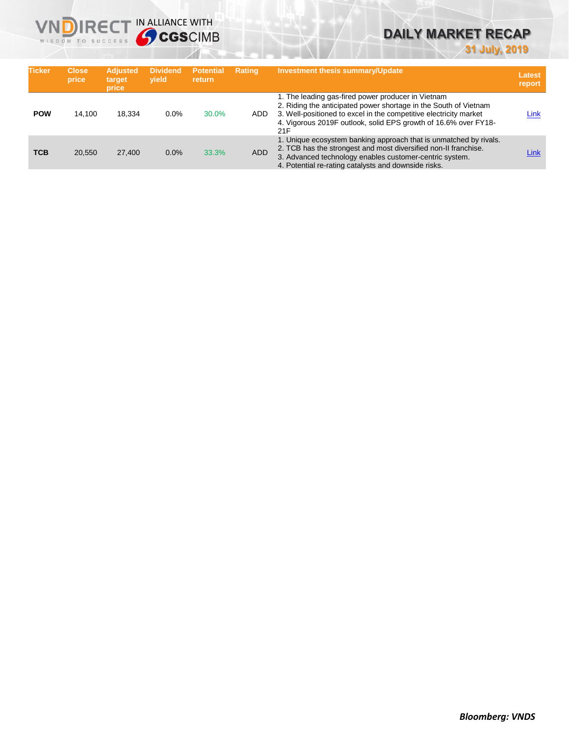| Ticker | Close price | Adjusted target price | Dividend yield | Potential return | Rating | Investment thesis summary/Update | Latest report |
|---|---|---|---|---|---|---|---|
| **POW** | 14,100 | 18,334 | 0.0% | 30.0% | ADD | 1. The leading gas-fired power producer in Vietnam<br>2. Riding the anticipated power shortage in the South of Vietnam<br>3. Well-positioned to excel in the competitive electricity market<br>4. Vigorous 2019F outlook, solid EPS growth of 16.6% over FY18-21F | Link |
| **TCB** | 20,550 | 27,400 | 0.0% | 33.3% | ADD | 1. Unique ecosystem banking approach that is unmatched by rivals.<br>2. TCB has the strongest and most diversified non-II franchise.<br>3. Advanced technology enables customer-centric system.<br>4. Potential re-rating catalysts and downside risks. | Link |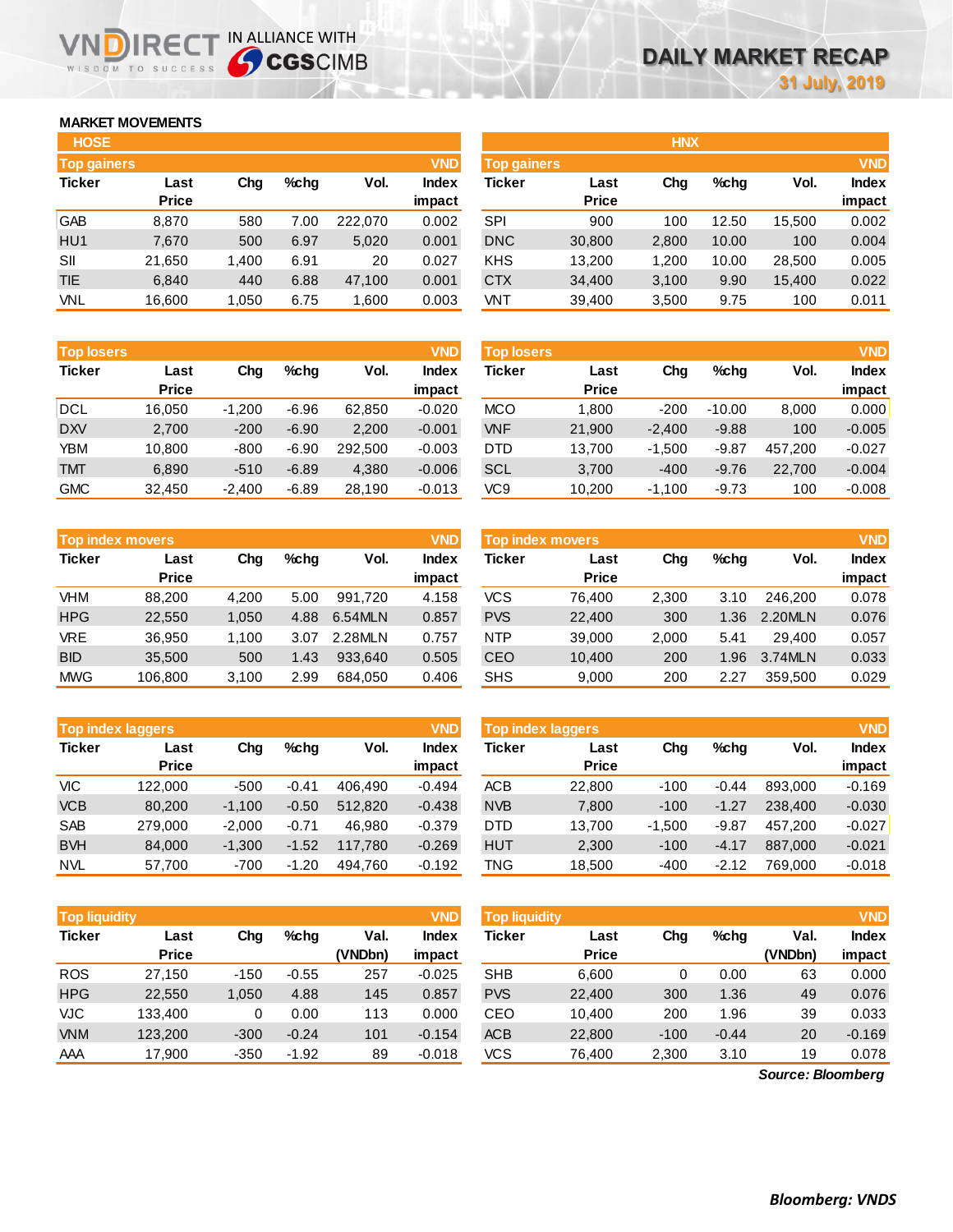# DAILY MARKET RECAP

31 July, 2019

## MARKET MOVEMENTS

### HOSE

**Top gainers** (VND)

| Ticker | Last Price | Chg | %chg | Vol. | Index impact |
|---|---|---|---|---|---|
| GAB | 8,870 | 580 | 7.00 | 222,070 | 0.002 |
| HU1 | 7,670 | 500 | 6.97 | 5,020 | 0.001 |
| SII | 21,650 | 1,400 | 6.91 | 20 | 0.027 |
| TIE | 6,840 | 440 | 6.88 | 47,100 | 0.001 |
| VNL | 16,600 | 1,050 | 6.75 | 1,600 | 0.003 |

**Top losers** (VND)

| Ticker | Last Price | Chg | %chg | Vol. | Index impact |
|---|---|---|---|---|---|
| DCL | 16,050 | -1,200 | -6.96 | 62,850 | -0.020 |
| DXV | 2,700 | -200 | -6.90 | 2,200 | -0.001 |
| YBM | 10,800 | -800 | -6.90 | 292,500 | -0.003 |
| TMT | 6,890 | -510 | -6.89 | 4,380 | -0.006 |
| GMC | 32,450 | -2,400 | -6.89 | 28,190 | -0.013 |

**Top index movers** (VND)

| Ticker | Last Price | Chg | %chg | Vol. | Index impact |
|---|---|---|---|---|---|
| VHM | 88,200 | 4,200 | 5.00 | 991,720 | 4.158 |
| HPG | 22,550 | 1,050 | 4.88 | 6.54MLN | 0.857 |
| VRE | 36,950 | 1,100 | 3.07 | 2.28MLN | 0.757 |
| BID | 35,500 | 500 | 1.43 | 933,640 | 0.505 |
| MWG | 106,800 | 3,100 | 2.99 | 684,050 | 0.406 |

**Top index laggers** (VND)

| Ticker | Last Price | Chg | %chg | Vol. | Index impact |
|---|---|---|---|---|---|
| VIC | 122,000 | -500 | -0.41 | 406,490 | -0.494 |
| VCB | 80,200 | -1,100 | -0.50 | 512,820 | -0.438 |
| SAB | 279,000 | -2,000 | -0.71 | 46,980 | -0.379 |
| BVH | 84,000 | -1,300 | -1.52 | 117,780 | -0.269 |
| NVL | 57,700 | -700 | -1.20 | 494,760 | -0.192 |

**Top liquidity** (VND)

| Ticker | Last Price | Chg | %chg | Val. (VNDbn) | Index impact |
|---|---|---|---|---|---|
| ROS | 27,150 | -150 | -0.55 | 257 | -0.025 |
| HPG | 22,550 | 1,050 | 4.88 | 145 | 0.857 |
| VJC | 133,400 | 0 | 0.00 | 113 | 0.000 |
| VNM | 123,200 | -300 | -0.24 | 101 | -0.154 |
| AAA | 17,900 | -350 | -1.92 | 89 | -0.018 |

### HNX

**Top gainers** (VND)

| Ticker | Last Price | Chg | %chg | Vol. | Index impact |
|---|---|---|---|---|---|
| SPI | 900 | 100 | 12.50 | 15,500 | 0.002 |
| DNC | 30,800 | 2,800 | 10.00 | 100 | 0.004 |
| KHS | 13,200 | 1,200 | 10.00 | 28,500 | 0.005 |
| CTX | 34,400 | 3,100 | 9.90 | 15,400 | 0.022 |
| VNT | 39,400 | 3,500 | 9.75 | 100 | 0.011 |

**Top losers** (VND)

| Ticker | Last Price | Chg | %chg | Vol. | Index impact |
|---|---|---|---|---|---|
| MCO | 1,800 | -200 | -10.00 | 8,000 | 0.000 |
| VNF | 21,900 | -2,400 | -9.88 | 100 | -0.005 |
| DTD | 13,700 | -1,500 | -9.87 | 457,200 | -0.027 |
| SCL | 3,700 | -400 | -9.76 | 22,700 | -0.004 |
| VC9 | 10,200 | -1,100 | -9.73 | 100 | -0.008 |

**Top index movers** (VND)

| Ticker | Last Price | Chg | %chg | Vol. | Index impact |
|---|---|---|---|---|---|
| VCS | 76,400 | 2,300 | 3.10 | 246,200 | 0.078 |
| PVS | 22,400 | 300 | 1.36 | 2.20MLN | 0.076 |
| NTP | 39,000 | 2,000 | 5.41 | 29,400 | 0.057 |
| CEO | 10,400 | 200 | 1.96 | 3.74MLN | 0.033 |
| SHS | 9,000 | 200 | 2.27 | 359,500 | 0.029 |

**Top index laggers** (VND)

| Ticker | Last Price | Chg | %chg | Vol. | Index impact |
|---|---|---|---|---|---|
| ACB | 22,800 | -100 | -0.44 | 893,000 | -0.169 |
| NVB | 7,800 | -100 | -1.27 | 238,400 | -0.030 |
| DTD | 13,700 | -1,500 | -9.87 | 457,200 | -0.027 |
| HUT | 2,300 | -100 | -4.17 | 887,000 | -0.021 |
| TNG | 18,500 | -400 | -2.12 | 769,000 | -0.018 |

**Top liquidity** (VND)

| Ticker | Last Price | Chg | %chg | Val. (VNDbn) | Index impact |
|---|---|---|---|---|---|
| SHB | 6,600 | 0 | 0.00 | 63 | 0.000 |
| PVS | 22,400 | 300 | 1.36 | 49 | 0.076 |
| CEO | 10,400 | 200 | 1.96 | 39 | 0.033 |
| ACB | 22,800 | -100 | -0.44 | 20 | -0.169 |
| VCS | 76,400 | 2,300 | 3.10 | 19 | 0.078 |

*Source: Bloomberg*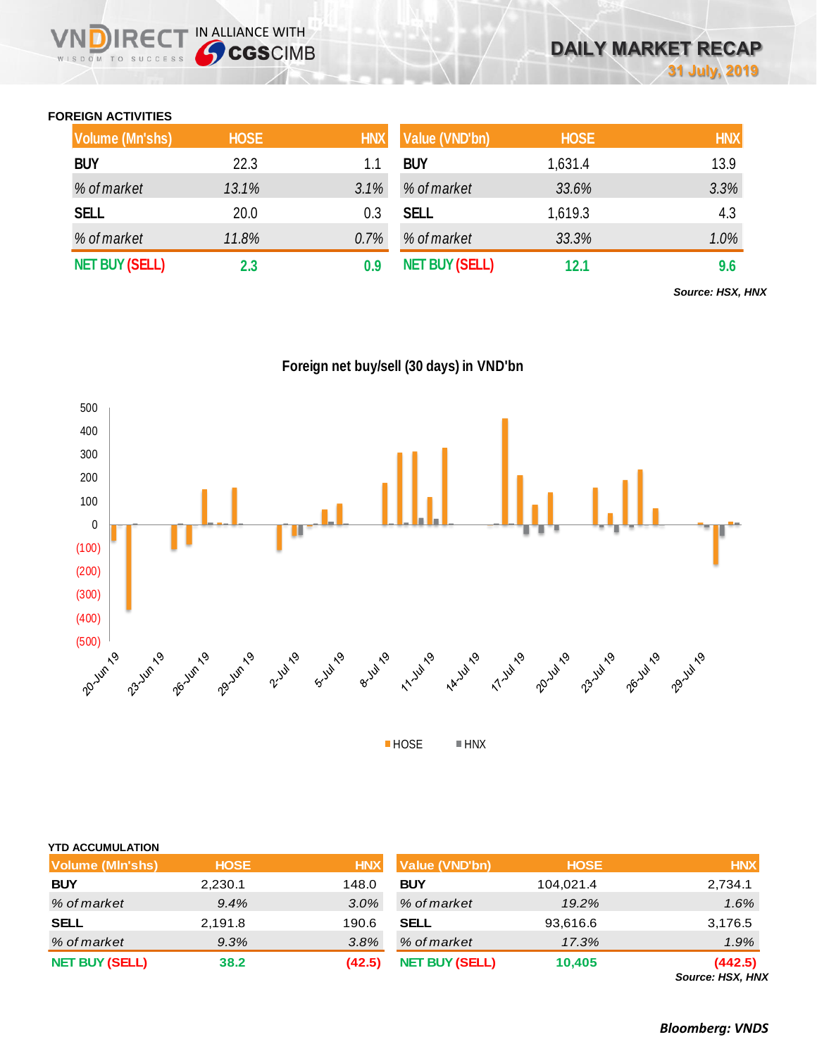# DAILY MARKET RECAP
31 July, 2019

## FOREIGN ACTIVITIES

| Volume (Mn'shs) | HOSE | HNX |
|---|---|---|
| BUY | 22.3 | 1.1 |
| *% of market* | *13.1%* | *3.1%* |
| SELL | 20.0 | 0.3 |
| *% of market* | *11.8%* | *0.7%* |
| NET BUY (SELL) | 2.3 | 0.9 |

| Value (VND'bn) | HOSE | HNX |
|---|---|---|
| BUY | 1,631.4 | 13.9 |
| *% of market* | *33.6%* | *3.3%* |
| SELL | 1,619.3 | 4.3 |
| *% of market* | *33.3%* | *1.0%* |
| NET BUY (SELL) | 12.1 | 9.6 |

*Source: HSX, HNX*

**Foreign net buy/sell (30 days) in VND'bn**

## YTD ACCUMULATION

| Volume (Mln'shs) | HOSE | HNX |
|---|---|---|
| BUY | 2,230.1 | 148.0 |
| *% of market* | *9.4%* | *3.0%* |
| SELL | 2,191.8 | 190.6 |
| *% of market* | *9.3%* | *3.8%* |
| NET BUY (SELL) | 38.2 | (42.5) |

| Value (VND'bn) | HOSE | HNX |
|---|---|---|
| BUY | 104,021.4 | 2,734.1 |
| *% of market* | *19.2%* | *1.6%* |
| SELL | 93,616.6 | 3,176.5 |
| *% of market* | *17.3%* | *1.9%* |
| NET BUY (SELL) | 10,405 | (442.5) |

*Source: HSX, HNX*

***Bloomberg: VNDS***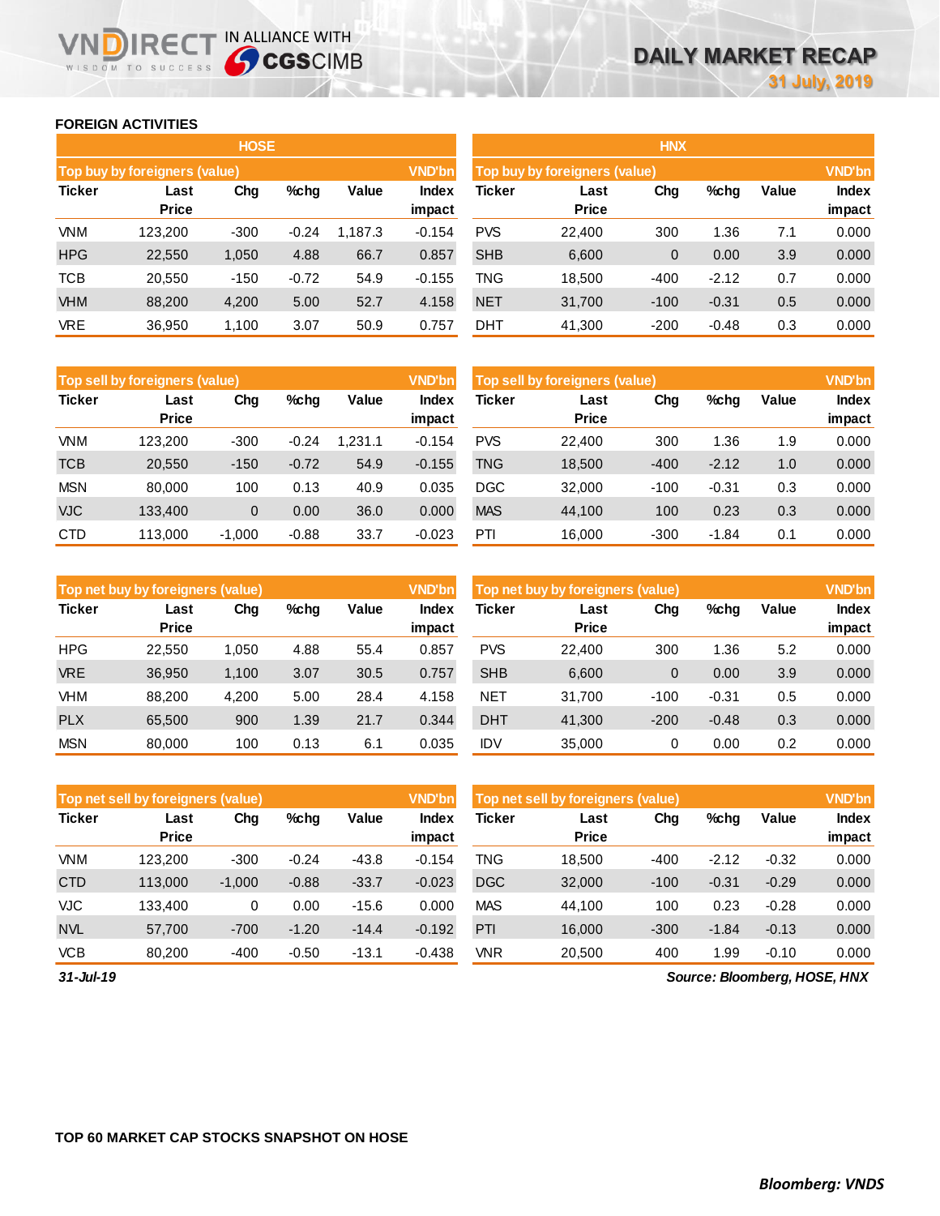## FOREIGN ACTIVITIES

### HOSE

| Top buy by foreigners (value) | | | | | VND'bn |
|---|---|---|---|---|---|
| Ticker | Last Price | Chg | %chg | Value | Index impact |
| VNM | 123,200 | -300 | -0.24 | 1,187.3 | -0.154 |
| HPG | 22,550 | 1,050 | 4.88 | 66.7 | 0.857 |
| TCB | 20,550 | -150 | -0.72 | 54.9 | -0.155 |
| VHM | 88,200 | 4,200 | 5.00 | 52.7 | 4.158 |
| VRE | 36,950 | 1,100 | 3.07 | 50.9 | 0.757 |

| Top sell by foreigners (value) | | | | | VND'bn |
|---|---|---|---|---|---|
| Ticker | Last Price | Chg | %chg | Value | Index impact |
| VNM | 123,200 | -300 | -0.24 | 1,231.1 | -0.154 |
| TCB | 20,550 | -150 | -0.72 | 54.9 | -0.155 |
| MSN | 80,000 | 100 | 0.13 | 40.9 | 0.035 |
| VJC | 133,400 | 0 | 0.00 | 36.0 | 0.000 |
| CTD | 113,000 | -1,000 | -0.88 | 33.7 | -0.023 |

| Top net buy by foreigners (value) | | | | | VND'bn |
|---|---|---|---|---|---|
| Ticker | Last Price | Chg | %chg | Value | Index impact |
| HPG | 22,550 | 1,050 | 4.88 | 55.4 | 0.857 |
| VRE | 36,950 | 1,100 | 3.07 | 30.5 | 0.757 |
| VHM | 88,200 | 4,200 | 5.00 | 28.4 | 4.158 |
| PLX | 65,500 | 900 | 1.39 | 21.7 | 0.344 |
| MSN | 80,000 | 100 | 0.13 | 6.1 | 0.035 |

| Top net sell by foreigners (value) | | | | | VND'bn |
|---|---|---|---|---|---|
| Ticker | Last Price | Chg | %chg | Value | Index impact |
| VNM | 123,200 | -300 | -0.24 | -43.8 | -0.154 |
| CTD | 113,000 | -1,000 | -0.88 | -33.7 | -0.023 |
| VJC | 133,400 | 0 | 0.00 | -15.6 | 0.000 |
| NVL | 57,700 | -700 | -1.20 | -14.4 | -0.192 |
| VCB | 80,200 | -400 | -0.50 | -13.1 | -0.438 |

### HNX

| Top buy by foreigners (value) | | | | | VND'bn |
|---|---|---|---|---|---|
| Ticker | Last Price | Chg | %chg | Value | Index impact |
| PVS | 22,400 | 300 | 1.36 | 7.1 | 0.000 |
| SHB | 6,600 | 0 | 0.00 | 3.9 | 0.000 |
| TNG | 18,500 | -400 | -2.12 | 0.7 | 0.000 |
| NET | 31,700 | -100 | -0.31 | 0.5 | 0.000 |
| DHT | 41,300 | -200 | -0.48 | 0.3 | 0.000 |

| Top sell by foreigners (value) | | | | | VND'bn |
|---|---|---|---|---|---|
| Ticker | Last Price | Chg | %chg | Value | Index impact |
| PVS | 22,400 | 300 | 1.36 | 1.9 | 0.000 |
| TNG | 18,500 | -400 | -2.12 | 1.0 | 0.000 |
| DGC | 32,000 | -100 | -0.31 | 0.3 | 0.000 |
| MAS | 44,100 | 100 | 0.23 | 0.3 | 0.000 |
| PTI | 16,000 | -300 | -1.84 | 0.1 | 0.000 |

| Top net buy by foreigners (value) | | | | | VND'bn |
|---|---|---|---|---|---|
| Ticker | Last Price | Chg | %chg | Value | Index impact |
| PVS | 22,400 | 300 | 1.36 | 5.2 | 0.000 |
| SHB | 6,600 | 0 | 0.00 | 3.9 | 0.000 |
| NET | 31,700 | -100 | -0.31 | 0.5 | 0.000 |
| DHT | 41,300 | -200 | -0.48 | 0.3 | 0.000 |
| IDV | 35,000 | 0 | 0.00 | 0.2 | 0.000 |

| Top net sell by foreigners (value) | | | | | VND'bn |
|---|---|---|---|---|---|
| Ticker | Last Price | Chg | %chg | Value | Index impact |
| TNG | 18,500 | -400 | -2.12 | -0.32 | 0.000 |
| DGC | 32,000 | -100 | -0.31 | -0.29 | 0.000 |
| MAS | 44,100 | 100 | 0.23 | -0.28 | 0.000 |
| PTI | 16,000 | -300 | -1.84 | -0.13 | 0.000 |
| VNR | 20,500 | 400 | 1.99 | -0.10 | 0.000 |

*31-Jul-19*

*Source: Bloomberg, HOSE, HNX*

## TOP 60 MARKET CAP STOCKS SNAPSHOT ON HOSE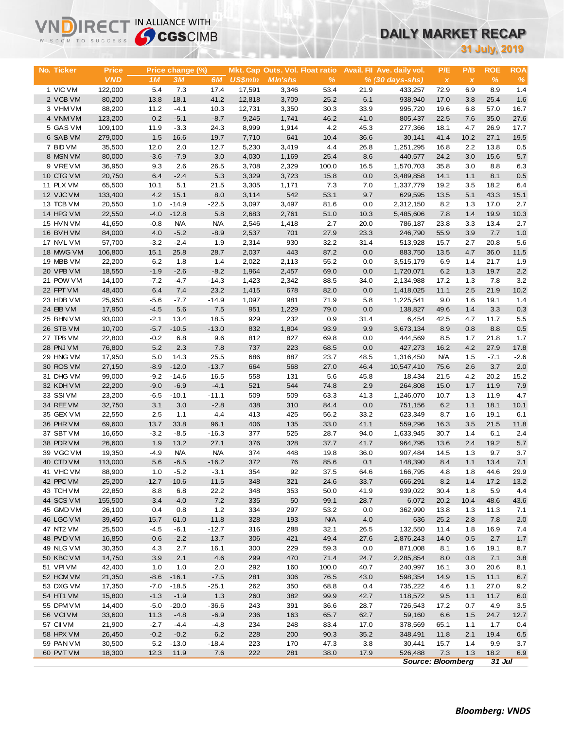VNDIRECT IN ALLIANCE WITH CGSCIMB

# DAILY MARKET RECAP

**31 July, 2019**

| No. | Ticker | Price | Price change (%) | | | Mkt. Cap | Outs. Vol. | Float ratio | Avail. FII | Ave. daily vol. | P/E | P/B | ROE | ROA |
|---|---|---|---|---|---|---|---|---|---|---|---|---|---|---|
| | | VND | 1M | 3M | 6M | US$mln | Mln'shs | % | % | (30 days-shs) | x | x | % | % |
| 1 | VIC VM | 122,000 | 5.4 | 7.3 | 17.4 | 17,591 | 3,346 | 53.4 | 21.9 | 433,257 | 72.9 | 6.9 | 8.9 | 1.4 |
| 2 | VCB VM | 80,200 | 13.8 | 18.1 | 41.2 | 12,818 | 3,709 | 25.2 | 6.1 | 938,940 | 17.0 | 3.8 | 25.4 | 1.6 |
| 3 | VHM VM | 88,200 | 11.2 | -4.1 | 10.3 | 12,731 | 3,350 | 30.3 | 33.9 | 995,720 | 19.6 | 6.8 | 57.0 | 16.7 |
| 4 | VNM VM | 123,200 | 0.2 | -5.1 | -8.7 | 9,245 | 1,741 | 46.2 | 41.0 | 805,437 | 22.5 | 7.6 | 35.0 | 27.6 |
| 5 | GAS VM | 109,100 | 11.9 | -3.3 | 24.3 | 8,999 | 1,914 | 4.2 | 45.3 | 277,366 | 18.1 | 4.7 | 26.9 | 17.7 |
| 6 | SAB VM | 279,000 | 1.5 | 16.6 | 19.7 | 7,710 | 641 | 10.4 | 36.6 | 30,141 | 41.4 | 10.2 | 27.1 | 19.5 |
| 7 | BID VM | 35,500 | 12.0 | 2.0 | 12.7 | 5,230 | 3,419 | 4.4 | 26.8 | 1,251,295 | 16.8 | 2.2 | 13.8 | 0.5 |
| 8 | MSN VM | 80,000 | -3.6 | -7.9 | 3.0 | 4,030 | 1,169 | 25.4 | 8.6 | 440,577 | 24.2 | 3.0 | 15.6 | 5.7 |
| 9 | VRE VM | 36,950 | 9.3 | 2.6 | 26.5 | 3,708 | 2,329 | 100.0 | 16.5 | 1,570,703 | 35.8 | 3.0 | 8.8 | 6.3 |
| 10 | CTG VM | 20,750 | 6.4 | -2.4 | 5.3 | 3,329 | 3,723 | 15.8 | 0.0 | 3,489,858 | 14.1 | 1.1 | 8.1 | 0.5 |
| 11 | PLX VM | 65,500 | 10.1 | 5.1 | 21.5 | 3,305 | 1,171 | 7.3 | 7.0 | 1,337,779 | 19.2 | 3.5 | 18.2 | 6.4 |
| 12 | VJC VM | 133,400 | 4.2 | 15.1 | 8.0 | 3,114 | 542 | 53.1 | 9.7 | 629,595 | 13.5 | 5.1 | 43.3 | 15.1 |
| 13 | TCB VM | 20,550 | 1.0 | -14.9 | -22.5 | 3,097 | 3,497 | 81.6 | 0.0 | 2,312,150 | 8.2 | 1.3 | 17.0 | 2.7 |
| 14 | HPG VM | 22,550 | -4.0 | -12.8 | 5.8 | 2,683 | 2,761 | 51.0 | 10.3 | 5,485,606 | 7.8 | 1.4 | 19.9 | 10.3 |
| 15 | HVN VM | 41,650 | -0.8 | N/A | N/A | 2,546 | 1,418 | 2.7 | 20.0 | 786,187 | 23.8 | 3.3 | 13.4 | 2.7 |
| 16 | BVH VM | 84,000 | 4.0 | -5.2 | -8.9 | 2,537 | 701 | 27.9 | 23.3 | 246,790 | 55.9 | 3.9 | 7.7 | 1.0 |
| 17 | NVL VM | 57,700 | -3.2 | -2.4 | 1.9 | 2,314 | 930 | 32.2 | 31.4 | 513,928 | 15.7 | 2.7 | 20.8 | 5.6 |
| 18 | MWG VM | 106,800 | 15.1 | 25.8 | 28.7 | 2,037 | 443 | 87.2 | 0.0 | 883,750 | 13.5 | 4.7 | 36.0 | 11.5 |
| 19 | MBB VM | 22,200 | 6.2 | 1.8 | 1.4 | 2,022 | 2,113 | 55.2 | 0.0 | 3,515,179 | 6.9 | 1.4 | 21.7 | 1.9 |
| 20 | VPB VM | 18,550 | -1.9 | -2.6 | -8.2 | 1,964 | 2,457 | 69.0 | 0.0 | 1,720,071 | 6.2 | 1.3 | 19.7 | 2.2 |
| 21 | POW VM | 14,100 | -7.2 | -4.7 | -14.3 | 1,423 | 2,342 | 88.5 | 34.0 | 2,134,988 | 17.2 | 1.3 | 7.8 | 3.2 |
| 22 | FPT VM | 48,400 | 6.4 | 7.4 | 23.2 | 1,415 | 678 | 82.0 | 0.0 | 1,418,025 | 11.1 | 2.5 | 21.9 | 10.2 |
| 23 | HDB VM | 25,950 | -5.6 | -7.7 | -14.9 | 1,097 | 981 | 71.9 | 5.8 | 1,225,541 | 9.0 | 1.6 | 19.1 | 1.4 |
| 24 | EIB VM | 17,950 | -4.5 | 5.6 | 7.5 | 951 | 1,229 | 79.0 | 0.0 | 138,827 | 49.6 | 1.4 | 3.3 | 0.3 |
| 25 | BHN VM | 93,000 | -2.1 | 13.4 | 18.5 | 929 | 232 | 0.9 | 31.4 | 6,454 | 42.5 | 4.7 | 11.7 | 5.5 |
| 26 | STB VM | 10,700 | -5.7 | -10.5 | -13.0 | 832 | 1,804 | 93.9 | 9.9 | 3,673,134 | 8.9 | 0.8 | 8.8 | 0.5 |
| 27 | TPB VM | 22,800 | -0.2 | 6.8 | 9.6 | 812 | 827 | 69.8 | 0.0 | 444,569 | 8.5 | 1.7 | 21.8 | 1.7 |
| 28 | PNJ VM | 76,800 | 5.2 | 2.3 | 7.8 | 737 | 223 | 68.5 | 0.0 | 427,273 | 16.2 | 4.2 | 27.9 | 17.8 |
| 29 | HNG VM | 17,950 | 5.0 | 14.3 | 25.5 | 686 | 887 | 23.7 | 48.5 | 1,316,450 | N/A | 1.5 | -7.1 | -2.6 |
| 30 | ROS VM | 27,150 | -8.9 | -12.0 | -13.7 | 664 | 568 | 27.0 | 46.4 | 10,547,410 | 75.6 | 2.6 | 3.7 | 2.0 |
| 31 | DHG VM | 99,000 | -9.2 | -14.6 | 16.5 | 558 | 131 | 5.6 | 45.8 | 18,434 | 21.5 | 4.2 | 20.2 | 15.2 |
| 32 | KDH VM | 22,200 | -9.0 | -6.9 | -4.1 | 521 | 544 | 74.8 | 2.9 | 264,808 | 15.0 | 1.7 | 11.9 | 7.9 |
| 33 | SSI VM | 23,200 | -6.5 | -10.1 | -11.1 | 509 | 509 | 63.3 | 41.3 | 1,246,070 | 10.7 | 1.3 | 11.9 | 4.7 |
| 34 | REE VM | 32,750 | 3.1 | 3.0 | -2.8 | 438 | 310 | 84.4 | 0.0 | 751,156 | 6.2 | 1.1 | 18.1 | 10.1 |
| 35 | GEX VM | 22,550 | 2.5 | 1.1 | 4.4 | 413 | 425 | 56.2 | 33.2 | 623,349 | 8.7 | 1.6 | 19.1 | 6.1 |
| 36 | PHR VM | 69,600 | 13.7 | 33.8 | 96.1 | 406 | 135 | 33.0 | 41.1 | 559,296 | 16.3 | 3.5 | 21.5 | 11.8 |
| 37 | SBT VM | 16,650 | -3.2 | -8.5 | -16.3 | 377 | 525 | 28.7 | 94.0 | 1,633,945 | 30.7 | 1.4 | 6.1 | 2.4 |
| 38 | PDR VM | 26,600 | 1.9 | 13.2 | 27.1 | 376 | 328 | 37.7 | 41.7 | 964,795 | 13.6 | 2.4 | 19.2 | 5.7 |
| 39 | VGC VM | 19,350 | -4.9 | N/A | N/A | 374 | 448 | 19.8 | 36.0 | 907,484 | 14.5 | 1.3 | 9.7 | 3.7 |
| 40 | CTD VM | 113,000 | 5.6 | -6.5 | -16.2 | 372 | 76 | 85.6 | 0.1 | 148,390 | 8.4 | 1.1 | 13.4 | 7.1 |
| 41 | VHC VM | 88,900 | 1.0 | -5.2 | -3.1 | 354 | 92 | 37.5 | 64.6 | 166,795 | 4.8 | 1.8 | 44.6 | 29.9 |
| 42 | PPC VM | 25,200 | -12.7 | -10.6 | 11.5 | 348 | 321 | 24.6 | 33.7 | 666,291 | 8.2 | 1.4 | 17.2 | 13.2 |
| 43 | TCH VM | 22,850 | 8.8 | 6.8 | 22.2 | 348 | 353 | 50.0 | 41.9 | 939,022 | 30.4 | 1.8 | 5.9 | 4.4 |
| 44 | SCS VM | 155,500 | -3.4 | -4.0 | 7.2 | 335 | 50 | 99.1 | 28.7 | 6,072 | 20.2 | 10.4 | 48.6 | 43.6 |
| 45 | GMD VM | 26,100 | 0.4 | 0.8 | 1.2 | 334 | 297 | 53.2 | 0.0 | 362,990 | 13.8 | 1.3 | 11.3 | 7.1 |
| 46 | LGC VM | 39,450 | 15.7 | 61.0 | 11.8 | 328 | 193 | N/A | 4.0 | 636 | 25.2 | 2.8 | 7.8 | 2.0 |
| 47 | NT2 VM | 25,500 | -4.5 | -6.1 | -12.7 | 316 | 288 | 32.1 | 26.5 | 132,550 | 11.4 | 1.8 | 16.9 | 7.4 |
| 48 | PVD VM | 16,850 | -0.6 | -2.2 | 13.7 | 306 | 421 | 49.4 | 27.6 | 2,876,243 | 14.0 | 0.5 | 2.7 | 1.7 |
| 49 | NLG VM | 30,350 | 4.3 | 2.7 | 16.1 | 300 | 229 | 59.3 | 0.0 | 871,008 | 8.1 | 1.6 | 19.1 | 8.7 |
| 50 | KBC VM | 14,750 | 3.9 | 2.1 | 4.6 | 299 | 470 | 71.4 | 24.7 | 2,285,854 | 8.0 | 0.8 | 7.1 | 3.8 |
| 51 | VPI VM | 42,400 | 1.0 | 1.0 | 2.0 | 292 | 160 | 100.0 | 40.7 | 240,997 | 16.1 | 3.0 | 20.6 | 8.1 |
| 52 | HCM VM | 21,350 | -8.6 | -16.1 | -7.5 | 281 | 306 | 76.5 | 43.0 | 598,354 | 14.9 | 1.5 | 11.1 | 6.7 |
| 53 | DXG VM | 17,350 | -7.0 | -18.5 | -25.1 | 262 | 350 | 68.8 | 0.4 | 735,222 | 4.6 | 1.1 | 27.0 | 9.2 |
| 54 | HT1 VM | 15,800 | -1.3 | -1.9 | 1.3 | 260 | 382 | 99.9 | 42.7 | 118,572 | 9.5 | 1.1 | 11.7 | 6.0 |
| 55 | DPM VM | 14,400 | -5.0 | -20.0 | -36.6 | 243 | 391 | 36.6 | 28.7 | 726,543 | 17.2 | 0.7 | 4.9 | 3.5 |
| 56 | VCI VM | 33,600 | 11.3 | -4.8 | -6.9 | 236 | 163 | 65.7 | 62.7 | 59,160 | 6.6 | 1.5 | 24.7 | 12.7 |
| 57 | CII VM | 21,900 | -2.7 | -4.4 | -4.8 | 234 | 248 | 83.4 | 17.0 | 378,569 | 65.1 | 1.1 | 1.7 | 0.4 |
| 58 | HPX VM | 26,450 | -0.2 | -0.2 | 6.2 | 228 | 200 | 90.3 | 35.2 | 348,491 | 11.8 | 2.1 | 19.4 | 6.5 |
| 59 | PAN VM | 30,500 | 5.2 | -13.0 | -18.4 | 223 | 170 | 47.3 | 3.8 | 30,441 | 15.7 | 1.4 | 9.9 | 3.7 |
| 60 | PVT VM | 18,300 | 12.3 | 11.9 | 7.6 | 222 | 281 | 38.0 | 17.9 | 526,488 | 7.3 | 1.3 | 18.2 | 6.9 |

*Source: Bloomberg* *31 Jul*

**Bloomberg: VNDS**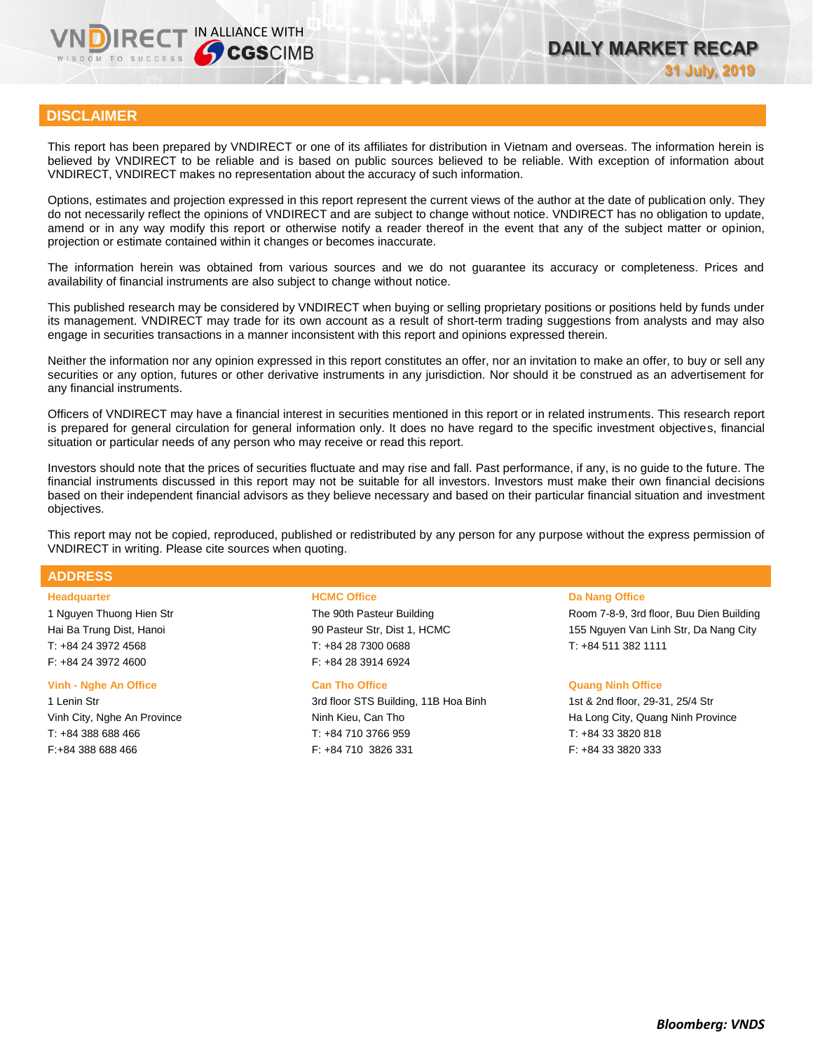## DISCLAIMER

This report has been prepared by VNDIRECT or one of its affiliates for distribution in Vietnam and overseas. The information herein is believed by VNDIRECT to be reliable and is based on public sources believed to be reliable. With exception of information about VNDIRECT, VNDIRECT makes no representation about the accuracy of such information.

Options, estimates and projection expressed in this report represent the current views of the author at the date of publication only. They do not necessarily reflect the opinions of VNDIRECT and are subject to change without notice. VNDIRECT has no obligation to update, amend or in any way modify this report or otherwise notify a reader thereof in the event that any of the subject matter or opinion, projection or estimate contained within it changes or becomes inaccurate.

The information herein was obtained from various sources and we do not guarantee its accuracy or completeness. Prices and availability of financial instruments are also subject to change without notice.

This published research may be considered by VNDIRECT when buying or selling proprietary positions or positions held by funds under its management. VNDIRECT may trade for its own account as a result of short-term trading suggestions from analysts and may also engage in securities transactions in a manner inconsistent with this report and opinions expressed therein.

Neither the information nor any opinion expressed in this report constitutes an offer, nor an invitation to make an offer, to buy or sell any securities or any option, futures or other derivative instruments in any jurisdiction. Nor should it be construed as an advertisement for any financial instruments.

Officers of VNDIRECT may have a financial interest in securities mentioned in this report or in related instruments. This research report is prepared for general circulation for general information only. It does no have regard to the specific investment objectives, financial situation or particular needs of any person who may receive or read this report.

Investors should note that the prices of securities fluctuate and may rise and fall. Past performance, if any, is no guide to the future. The financial instruments discussed in this report may not be suitable for all investors. Investors must make their own financial decisions based on their independent financial advisors as they believe necessary and based on their particular financial situation and investment objectives.

This report may not be copied, reproduced, published or redistributed by any person for any purpose without the express permission of VNDIRECT in writing. Please cite sources when quoting.

## ADDRESS

**Headquarter**
1 Nguyen Thuong Hien Str
Hai Ba Trung Dist, Hanoi
T: +84 24 3972 4568
F: +84 24 3972 4600

**HCMC Office**
The 90th Pasteur Building
90 Pasteur Str, Dist 1, HCMC
T: +84 28 7300 0688
F: +84 28 3914 6924

**Da Nang Office**
Room 7-8-9, 3rd floor, Buu Dien Building
155 Nguyen Van Linh Str, Da Nang City
T: +84 511 382 1111

**Vinh - Nghe An Office**
1 Lenin Str
Vinh City, Nghe An Province
T: +84 388 688 466
F:+84 388 688 466

**Can Tho Office**
3rd floor STS Building, 11B Hoa Binh
Ninh Kieu, Can Tho
T: +84 710 3766 959
F: +84 710 3826 331

**Quang Ninh Office**
1st & 2nd floor, 29-31, 25/4 Str
Ha Long City, Quang Ninh Province
T: +84 33 3820 818
F: +84 33 3820 333

***Bloomberg: VNDS***